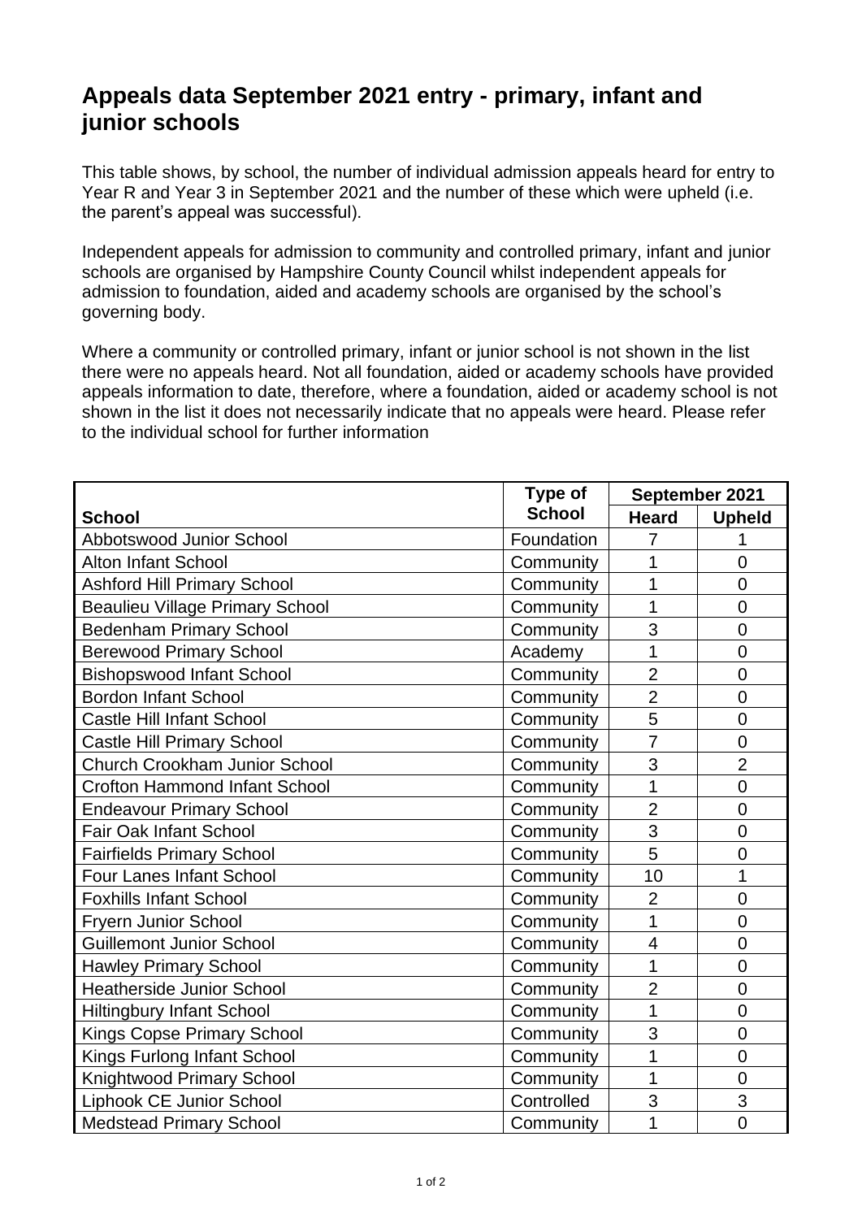# Appeals data September 2021 entry - primary, infant and junior schools

This table shows, by school, the number of individual admission appeals heard for entry to Year R and Year 3 in September 2021 and the number of these which were upheld (i.e. the parent's appeal was successful).

Independent appeals for admission to community and controlled primary, infant and junior schools are organised by Hampshire County Council whilst independent appeals for admission to foundation, aided and academy schools are organised by the school's governing body.

Where a community or controlled primary, infant or junior school is not shown in the list there were no appeals heard. Not all foundation, aided or academy schools have provided appeals information to date, therefore, where a foundation, aided or academy school is not shown in the list it does not necessarily indicate that no appeals were heard. Please refer to the individual school for further information

| School | Type of School | September 2021 | |
|---|---|---|---|
| | | Heard | Upheld |
| Abbotswood Junior School | Foundation | 7 | 1 |
| Alton Infant School | Community | 1 | 0 |
| Ashford Hill Primary School | Community | 1 | 0 |
| Beaulieu Village Primary School | Community | 1 | 0 |
| Bedenham Primary School | Community | 3 | 0 |
| Berewood Primary School | Academy | 1 | 0 |
| Bishopswood Infant School | Community | 2 | 0 |
| Bordon Infant School | Community | 2 | 0 |
| Castle Hill Infant School | Community | 5 | 0 |
| Castle Hill Primary School | Community | 7 | 0 |
| Church Crookham Junior School | Community | 3 | 2 |
| Crofton Hammond Infant School | Community | 1 | 0 |
| Endeavour Primary School | Community | 2 | 0 |
| Fair Oak Infant School | Community | 3 | 0 |
| Fairfields Primary School | Community | 5 | 0 |
| Four Lanes Infant School | Community | 10 | 1 |
| Foxhills Infant School | Community | 2 | 0 |
| Fryern Junior School | Community | 1 | 0 |
| Guillemont Junior School | Community | 4 | 0 |
| Hawley Primary School | Community | 1 | 0 |
| Heatherside Junior School | Community | 2 | 0 |
| Hiltingbury Infant School | Community | 1 | 0 |
| Kings Copse Primary School | Community | 3 | 0 |
| Kings Furlong Infant School | Community | 1 | 0 |
| Knightwood Primary School | Community | 1 | 0 |
| Liphook CE Junior School | Controlled | 3 | 3 |
| Medstead Primary School | Community | 1 | 0 |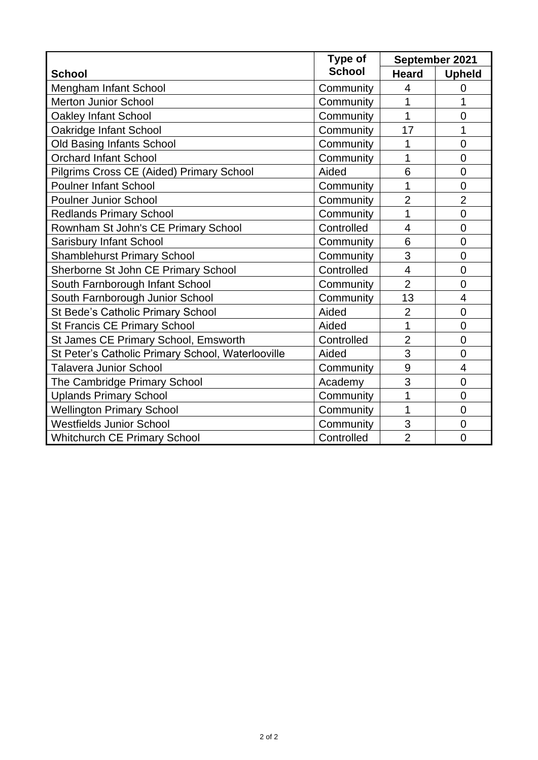| School | Type of School | September 2021 | |
|---|---|---|---|
| | | Heard | Upheld |
| Mengham Infant School | Community | 4 | 0 |
| Merton Junior School | Community | 1 | 1 |
| Oakley Infant School | Community | 1 | 0 |
| Oakridge Infant School | Community | 17 | 1 |
| Old Basing Infants School | Community | 1 | 0 |
| Orchard Infant School | Community | 1 | 0 |
| Pilgrims Cross CE (Aided) Primary School | Aided | 6 | 0 |
| Poulner Infant School | Community | 1 | 0 |
| Poulner Junior School | Community | 2 | 2 |
| Redlands Primary School | Community | 1 | 0 |
| Rownham St John's CE Primary School | Controlled | 4 | 0 |
| Sarisbury Infant School | Community | 6 | 0 |
| Shamblehurst Primary School | Community | 3 | 0 |
| Sherborne St John CE Primary School | Controlled | 4 | 0 |
| South Farnborough Infant School | Community | 2 | 0 |
| South Farnborough Junior School | Community | 13 | 4 |
| St Bede's Catholic Primary School | Aided | 2 | 0 |
| St Francis CE Primary School | Aided | 1 | 0 |
| St James CE Primary School, Emsworth | Controlled | 2 | 0 |
| St Peter's Catholic Primary School, Waterlooville | Aided | 3 | 0 |
| Talavera Junior School | Community | 9 | 4 |
| The Cambridge Primary School | Academy | 3 | 0 |
| Uplands Primary School | Community | 1 | 0 |
| Wellington Primary School | Community | 1 | 0 |
| Westfields Junior School | Community | 3 | 0 |
| Whitchurch CE Primary School | Controlled | 2 | 0 |